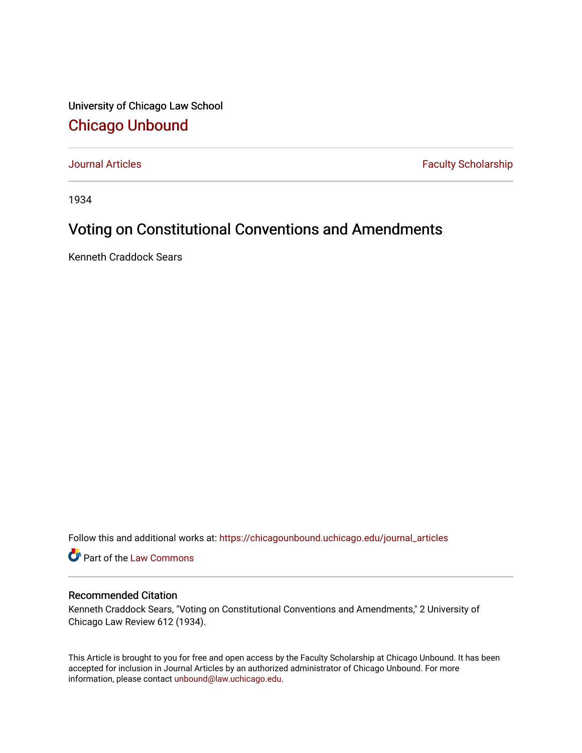University of Chicago Law School

# Chicago Unbound

Journal Articles | Faculty Scholarship

1934

## Voting on Constitutional Conventions and Amendments

Kenneth Craddock Sears

Follow this and additional works at: https://chicagounbound.uchicago.edu/journal_articles

Part of the Law Commons

### Recommended Citation

Kenneth Craddock Sears, "Voting on Constitutional Conventions and Amendments," 2 University of Chicago Law Review 612 (1934).

This Article is brought to you for free and open access by the Faculty Scholarship at Chicago Unbound. It has been accepted for inclusion in Journal Articles by an authorized administrator of Chicago Unbound. For more information, please contact unbound@law.uchicago.edu.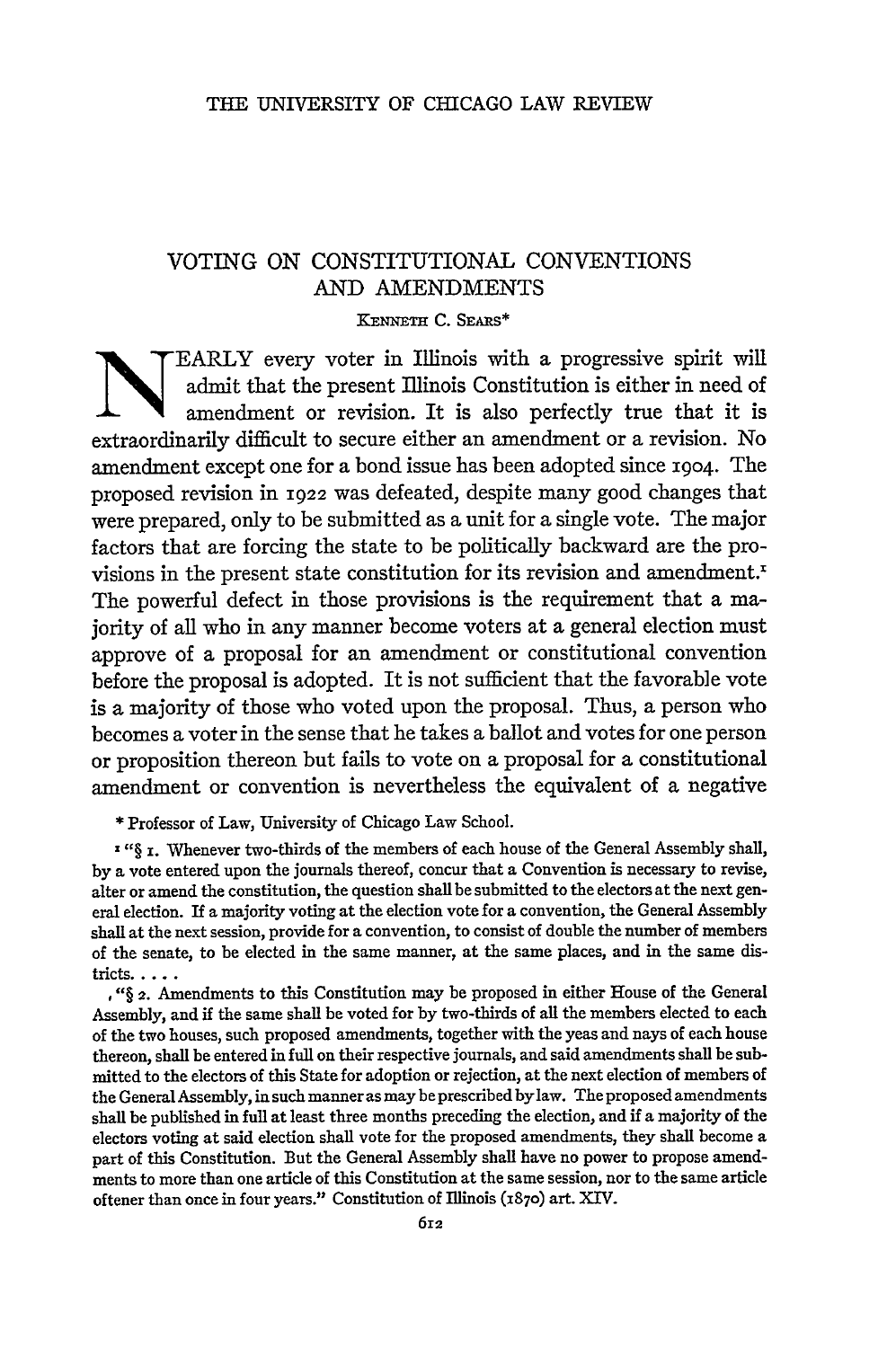# VOTING ON CONSTITUTIONAL CONVENTIONS AND AMENDMENTS

KENNETH C. SEARS*

NEARLY every voter in Illinois with a progressive spirit will admit that the present Illinois Constitution is either in need of amendment or revision. It is also perfectly true that it is extraordinarily difficult to secure either an amendment or a revision. No amendment except one for a bond issue has been adopted since 1904. The proposed revision in 1922 was defeated, despite many good changes that were prepared, only to be submitted as a unit for a single vote. The major factors that are forcing the state to be politically backward are the provisions in the present state constitution for its revision and amendment.[1] The powerful defect in those provisions is the requirement that a majority of all who in any manner become voters at a general election must approve of a proposal for an amendment or constitutional convention before the proposal is adopted. It is not sufficient that the favorable vote is a majority of those who voted upon the proposal. Thus, a person who becomes a voter in the sense that he takes a ballot and votes for one person or proposition thereon but fails to vote on a proposal for a constitutional amendment or convention is nevertheless the equivalent of a negative

\* Professor of Law, University of Chicago Law School.

[1] "§ 1. Whenever two-thirds of the members of each house of the General Assembly shall, by a vote entered upon the journals thereof, concur that a Convention is necessary to revise, alter or amend the constitution, the question shall be submitted to the electors at the next general election. If a majority voting at the election vote for a convention, the General Assembly shall at the next session, provide for a convention, to consist of double the number of members of the senate, to be elected in the same manner, at the same places, and in the same districts. . . .

"§ 2. Amendments to this Constitution may be proposed in either House of the General Assembly, and if the same shall be voted for by two-thirds of all the members elected to each of the two houses, such proposed amendments, together with the yeas and nays of each house thereon, shall be entered in full on their respective journals, and said amendments shall be submitted to the electors of this State for adoption or rejection, at the next election of members of the General Assembly, in such manner as may be prescribed by law. The proposed amendments shall be published in full at least three months preceding the election, and if a majority of the electors voting at said election shall vote for the proposed amendments, they shall become a part of this Constitution. But the General Assembly shall have no power to propose amendments to more than one article of this Constitution at the same session, nor to the same article oftener than once in four years." Constitution of Illinois (1870) art. XIV.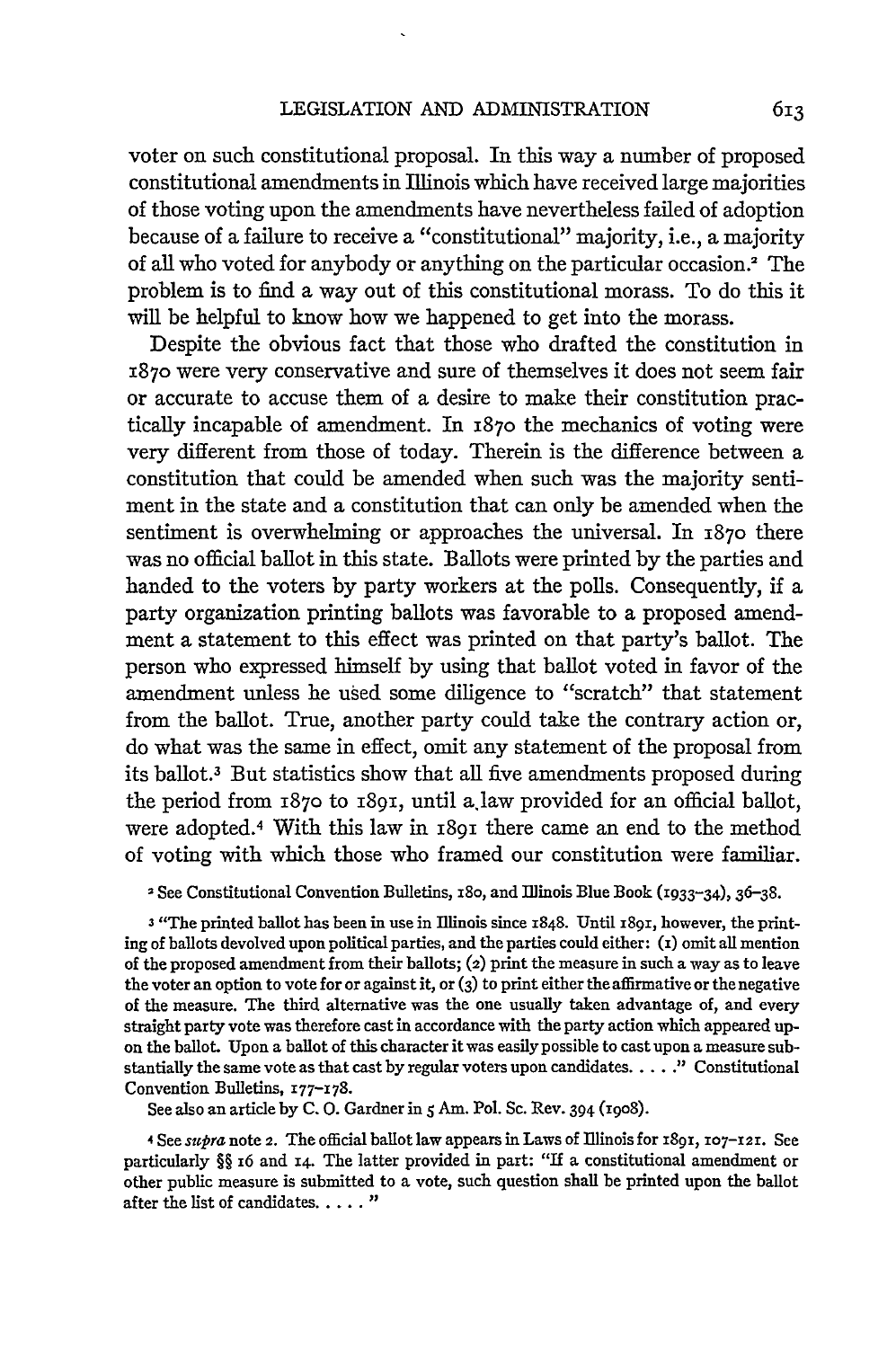voter on such constitutional proposal. In this way a number of proposed constitutional amendments in Illinois which have received large majorities of those voting upon the amendments have nevertheless failed of adoption because of a failure to receive a "constitutional" majority, i.e., a majority of all who voted for anybody or anything on the particular occasion.[2] The problem is to find a way out of this constitutional morass. To do this it will be helpful to know how we happened to get into the morass.

Despite the obvious fact that those who drafted the constitution in 1870 were very conservative and sure of themselves it does not seem fair or accurate to accuse them of a desire to make their constitution practically incapable of amendment. In 1870 the mechanics of voting were very different from those of today. Therein is the difference between a constitution that could be amended when such was the majority sentiment in the state and a constitution that can only be amended when the sentiment is overwhelming or approaches the universal. In 1870 there was no official ballot in this state. Ballots were printed by the parties and handed to the voters by party workers at the polls. Consequently, if a party organization printing ballots was favorable to a proposed amendment a statement to this effect was printed on that party's ballot. The person who expressed himself by using that ballot voted in favor of the amendment unless he used some diligence to "scratch" that statement from the ballot. True, another party could take the contrary action or, do what was the same in effect, omit any statement of the proposal from its ballot.[3] But statistics show that all five amendments proposed during the period from 1870 to 1891, until a law provided for an official ballot, were adopted.[4] With this law in 1891 there came an end to the method of voting with which those who framed our constitution were familiar.

[2] See Constitutional Convention Bulletins, 180, and Illinois Blue Book (1933–34), 36–38.

[3] "The printed ballot has been in use in Illinois since 1848. Until 1891, however, the printing of ballots devolved upon political parties, and the parties could either: (1) omit all mention of the proposed amendment from their ballots; (2) print the measure in such a way as to leave the voter an option to vote for or against it, or (3) to print either the affirmative or the negative of the measure. The third alternative was the one usually taken advantage of, and every straight party vote was therefore cast in accordance with the party action which appeared upon the ballot. Upon a ballot of this character it was easily possible to cast upon a measure substantially the same vote as that cast by regular voters upon candidates. . . . ." Constitutional Convention Bulletins, 177–178.

See also an article by C. O. Gardner in 5 Am. Pol. Sc. Rev. 394 (1908).

[4] See *supra* note 2. The official ballot law appears in Laws of Illinois for 1891, 107–121. See particularly §§ 16 and 14. The latter provided in part: "If a constitutional amendment or other public measure is submitted to a vote, such question shall be printed upon the ballot after the list of candidates. . . . . "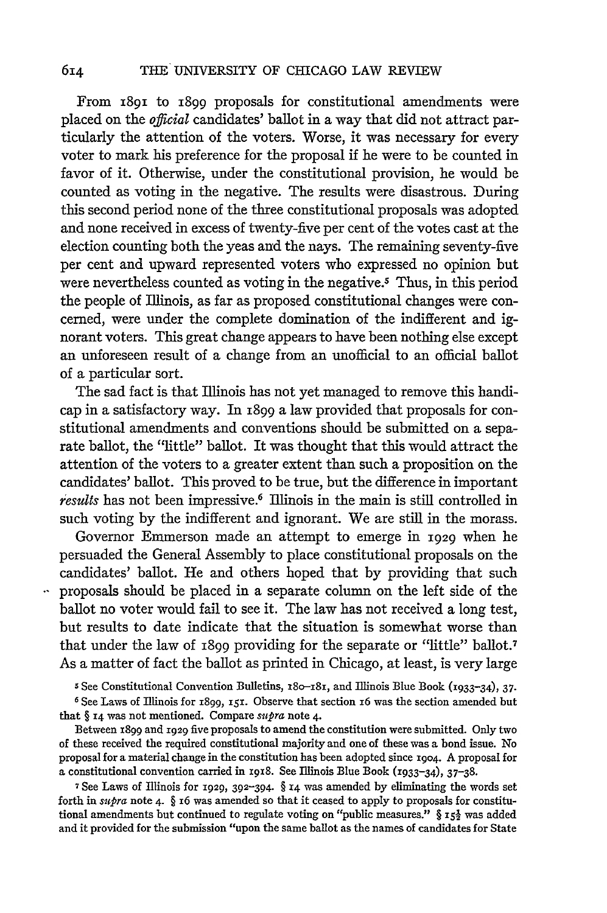From 1891 to 1899 proposals for constitutional amendments were placed on the *official* candidates' ballot in a way that did not attract particularly the attention of the voters. Worse, it was necessary for every voter to mark his preference for the proposal if he were to be counted in favor of it. Otherwise, under the constitutional provision, he would be counted as voting in the negative. The results were disastrous. During this second period none of the three constitutional proposals was adopted and none received in excess of twenty-five per cent of the votes cast at the election counting both the yeas and the nays. The remaining seventy-five per cent and upward represented voters who expressed no opinion but were nevertheless counted as voting in the negative.[5] Thus, in this period the people of Illinois, as far as proposed constitutional changes were concerned, were under the complete domination of the indifferent and ignorant voters. This great change appears to have been nothing else except an unforeseen result of a change from an unofficial to an official ballot of a particular sort.

The sad fact is that Illinois has not yet managed to remove this handicap in a satisfactory way. In 1899 a law provided that proposals for constitutional amendments and conventions should be submitted on a separate ballot, the "little" ballot. It was thought that this would attract the attention of the voters to a greater extent than such a proposition on the candidates' ballot. This proved to be true, but the difference in important *results* has not been impressive.[6] Illinois in the main is still controlled in such voting by the indifferent and ignorant. We are still in the morass.

Governor Emmerson made an attempt to emerge in 1929 when he persuaded the General Assembly to place constitutional proposals on the candidates' ballot. He and others hoped that by providing that such proposals should be placed in a separate column on the left side of the ballot no voter would fail to see it. The law has not received a long test, but results to date indicate that the situation is somewhat worse than that under the law of 1899 providing for the separate or "little" ballot.[7] As a matter of fact the ballot as printed in Chicago, at least, is very large

[5] See Constitutional Convention Bulletins, 180–181, and Illinois Blue Book (1933–34), 37.

[6] See Laws of Illinois for 1899, 151. Observe that section 16 was the section amended but that § 14 was not mentioned. Compare *supra* note 4.

Between 1899 and 1929 five proposals to amend the constitution were submitted. Only two of these received the required constitutional majority and one of these was a bond issue. No proposal for a material change in the constitution has been adopted since 1904. A proposal for a constitutional convention carried in 1918. See Illinois Blue Book (1933–34), 37–38.

[7] See Laws of Illinois for 1929, 392–394. § 14 was amended by eliminating the words set forth in *supra* note 4. § 16 was amended so that it ceased to apply to proposals for constitutional amendments but continued to regulate voting on "public measures." § 15½ was added and it provided for the submission "upon the same ballot as the names of candidates for State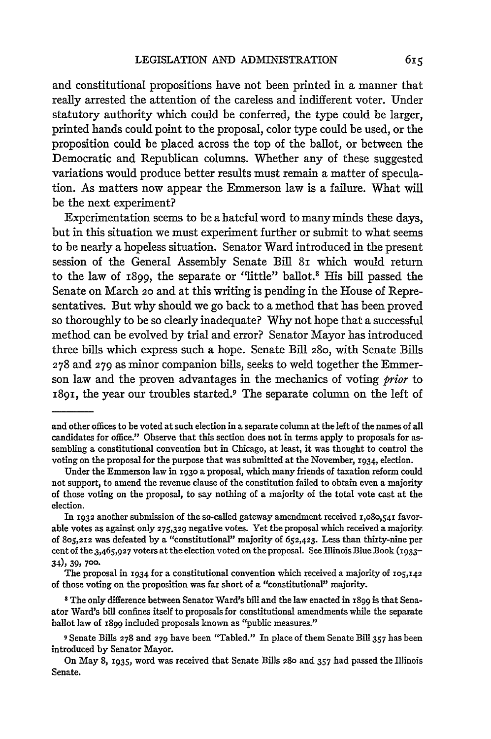and constitutional propositions have not been printed in a manner that really arrested the attention of the careless and indifferent voter. Under statutory authority which could be conferred, the type could be larger, printed hands could point to the proposal, color type could be used, or the proposition could be placed across the top of the ballot, or between the Democratic and Republican columns. Whether any of these suggested variations would produce better results must remain a matter of speculation. As matters now appear the Emmerson law is a failure. What will be the next experiment?

Experimentation seems to be a hateful word to many minds these days, but in this situation we must experiment further or submit to what seems to be nearly a hopeless situation. Senator Ward introduced in the present session of the General Assembly Senate Bill 81 which would return to the law of 1899, the separate or "little" ballot.[8] His bill passed the Senate on March 20 and at this writing is pending in the House of Representatives. But why should we go back to a method that has been proved so thoroughly to be so clearly inadequate? Why not hope that a successful method can be evolved by trial and error? Senator Mayor has introduced three bills which express such a hope. Senate Bill 280, with Senate Bills 278 and 279 as minor companion bills, seeks to weld together the Emmerson law and the proven advantages in the mechanics of voting *prior* to 1891, the year our troubles started.[9] The separate column on the left of

---

and other offices to be voted at such election in a separate column at the left of the names of all candidates for office." Observe that this section does not in terms apply to proposals for assembling a constitutional convention but in Chicago, at least, it was thought to control the voting on the proposal for the purpose that was submitted at the November, 1934, election.

Under the Emmerson law in 1930 a proposal, which many friends of taxation reform could not support, to amend the revenue clause of the constitution failed to obtain even a majority of those voting on the proposal, to say nothing of a majority of the total vote cast at the election.

In 1932 another submission of the so-called gateway amendment received 1,080,541 favorable votes as against only 275,329 negative votes. Yet the proposal which received a majority of 805,212 was defeated by a "constitutional" majority of 652,423. Less than thirty-nine per cent of the 3,465,927 voters at the election voted on the proposal. See Illinois Blue Book (1933–34), 39, 700.

The proposal in 1934 for a constitutional convention which received a majority of 105,142 of those voting on the proposition was far short of a "constitutional" majority.

[8] The only difference between Senator Ward's bill and the law enacted in 1899 is that Senator Ward's bill confines itself to proposals for constitutional amendments while the separate ballot law of 1899 included proposals known as "public measures."

[9] Senate Bills 278 and 279 have been "Tabled." In place of them Senate Bill 357 has been introduced by Senator Mayor.

On May 8, 1935, word was received that Senate Bills 280 and 357 had passed the Illinois Senate.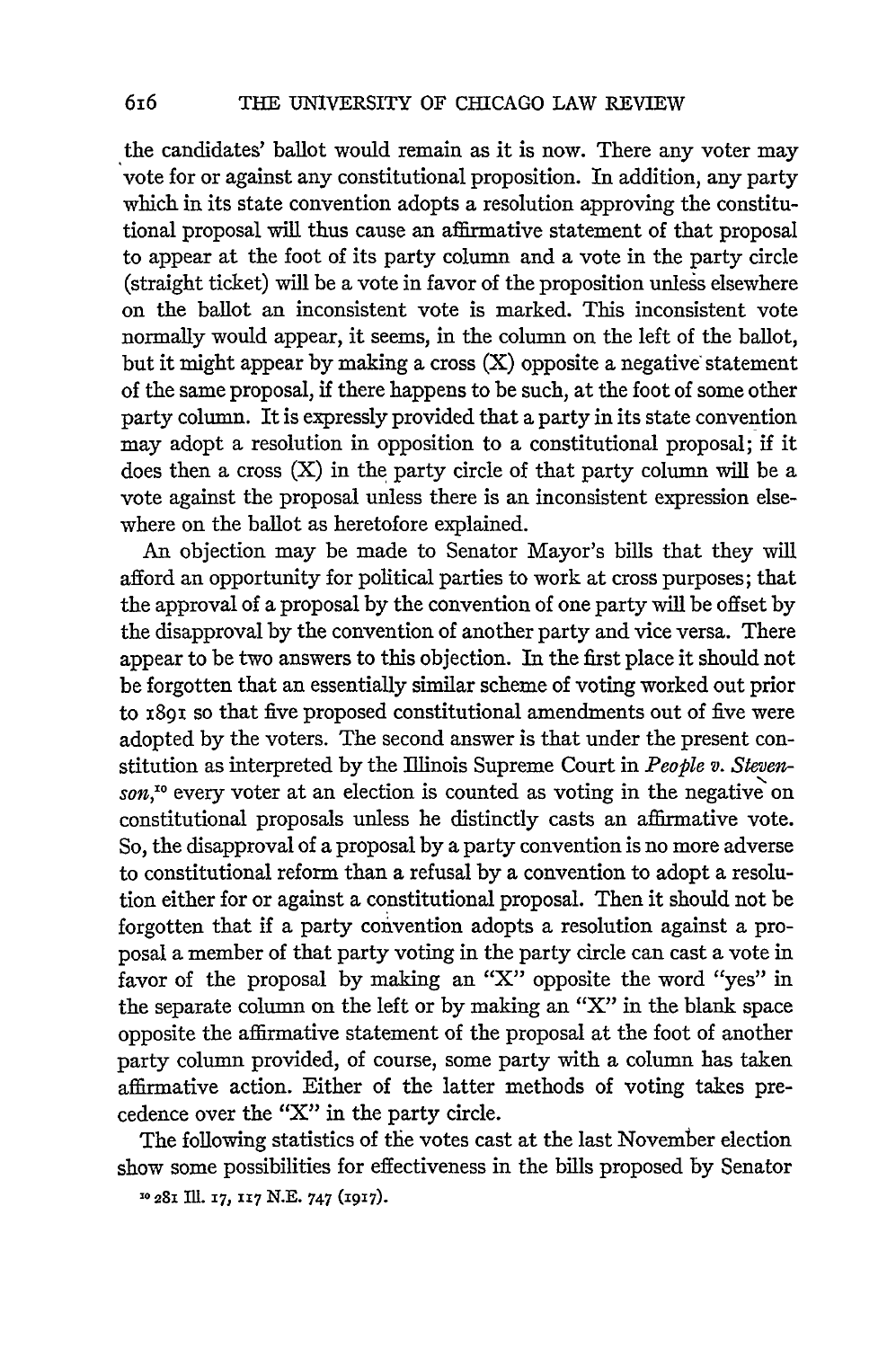the candidates' ballot would remain as it is now. There any voter may vote for or against any constitutional proposition. In addition, any party which in its state convention adopts a resolution approving the constitutional proposal will thus cause an affirmative statement of that proposal to appear at the foot of its party column and a vote in the party circle (straight ticket) will be a vote in favor of the proposition unless elsewhere on the ballot an inconsistent vote is marked. This inconsistent vote normally would appear, it seems, in the column on the left of the ballot, but it might appear by making a cross (X) opposite a negative statement of the same proposal, if there happens to be such, at the foot of some other party column. It is expressly provided that a party in its state convention may adopt a resolution in opposition to a constitutional proposal; if it does then a cross (X) in the party circle of that party column will be a vote against the proposal unless there is an inconsistent expression elsewhere on the ballot as heretofore explained.

An objection may be made to Senator Mayor's bills that they will afford an opportunity for political parties to work at cross purposes; that the approval of a proposal by the convention of one party will be offset by the disapproval by the convention of another party and vice versa. There appear to be two answers to this objection. In the first place it should not be forgotten that an essentially similar scheme of voting worked out prior to 1891 so that five proposed constitutional amendments out of five were adopted by the voters. The second answer is that under the present constitution as interpreted by the Illinois Supreme Court in *People v. Stevenson*,[10] every voter at an election is counted as voting in the negative on constitutional proposals unless he distinctly casts an affirmative vote. So, the disapproval of a proposal by a party convention is no more adverse to constitutional reform than a refusal by a convention to adopt a resolution either for or against a constitutional proposal. Then it should not be forgotten that if a party convention adopts a resolution against a proposal a member of that party voting in the party circle can cast a vote in favor of the proposal by making an "X" opposite the word "yes" in the separate column on the left or by making an "X" in the blank space opposite the affirmative statement of the proposal at the foot of another party column provided, of course, some party with a column has taken affirmative action. Either of the latter methods of voting takes precedence over the "X" in the party circle.

The following statistics of the votes cast at the last November election show some possibilities for effectiveness in the bills proposed by Senator

[10] 281 Ill. 17, 117 N.E. 747 (1917).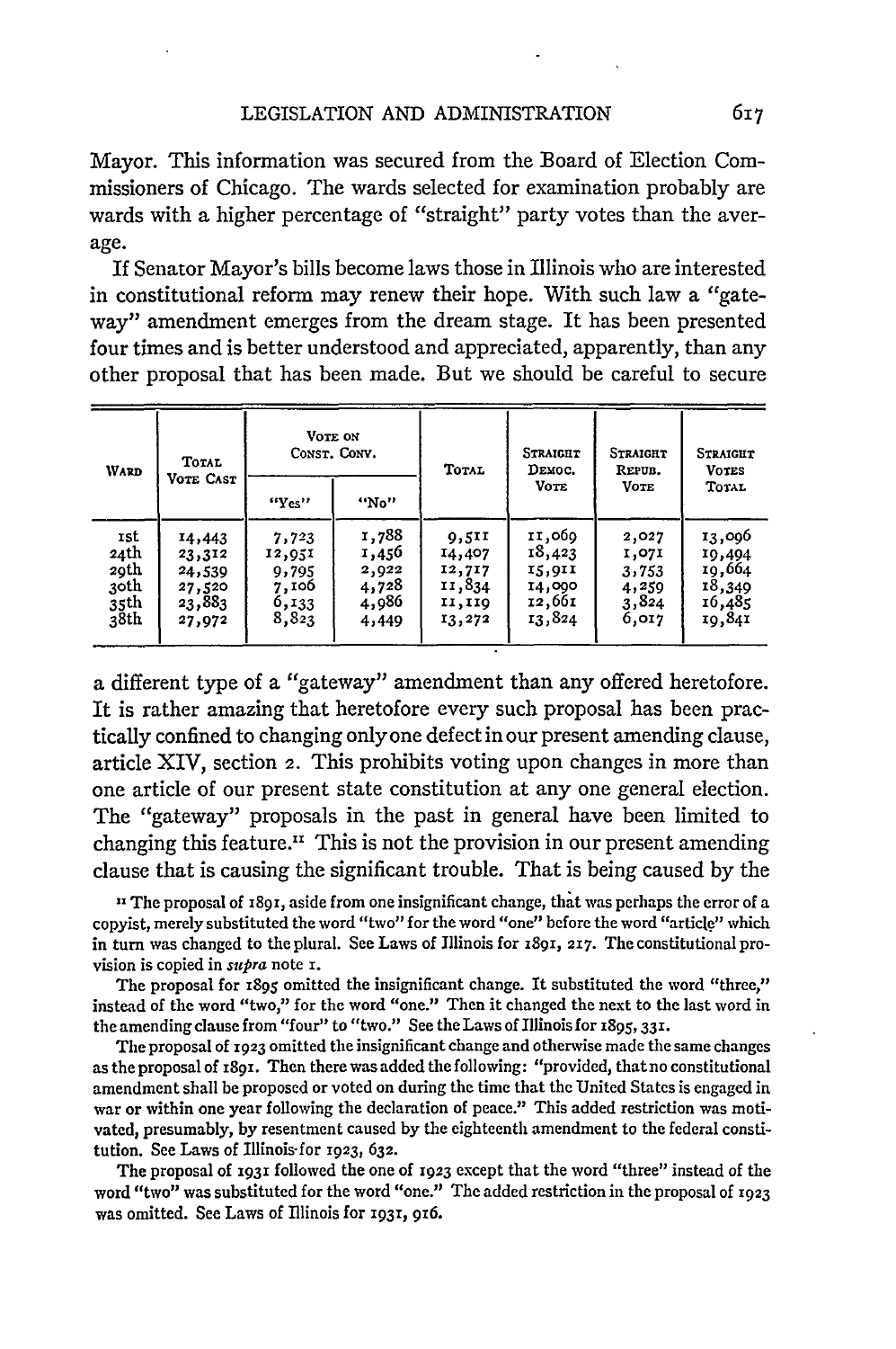Mayor. This information was secured from the Board of Election Commissioners of Chicago. The wards selected for examination probably are wards with a higher percentage of "straight" party votes than the average.

If Senator Mayor's bills become laws those in Illinois who are interested in constitutional reform may renew their hope. With such law a "gateway" amendment emerges from the dream stage. It has been presented four times and is better understood and appreciated, apparently, than any other proposal that has been made. But we should be careful to secure

| Ward | Total Vote Cast | Vote on Const. Conv. | | Total | Straight Democ. Vote | Straight Repub. Vote | Straight Votes Total |
|---|---|---|---|---|---|---|---|
| | | "Yes" | "No" | | | | |
| 1st | 14,443 | 7,723 | 1,788 | 9,511 | 11,069 | 2,027 | 13,096 |
| 24th | 23,312 | 12,951 | 1,456 | 14,407 | 18,423 | 1,071 | 19,494 |
| 29th | 24,539 | 9,795 | 2,922 | 12,717 | 15,911 | 3,753 | 19,664 |
| 30th | 27,520 | 7,106 | 4,728 | 11,834 | 14,090 | 4,259 | 18,349 |
| 35th | 23,883 | 6,133 | 4,986 | 11,119 | 12,661 | 3,824 | 16,485 |
| 38th | 27,972 | 8,823 | 4,449 | 13,272 | 13,824 | 6,017 | 19,841 |

a different type of a "gateway" amendment than any offered heretofore. It is rather amazing that heretofore every such proposal has been practically confined to changing only one defect in our present amending clause, article XIV, section 2. This prohibits voting upon changes in more than one article of our present state constitution at any one general election. The "gateway" proposals in the past in general have been limited to changing this feature.[11] This is not the provision in our present amending clause that is causing the significant trouble. That is being caused by the

[11] The proposal of 1891, aside from one insignificant change, that was perhaps the error of a copyist, merely substituted the word "two" for the word "one" before the word "article" which in turn was changed to the plural. See Laws of Illinois for 1891, 217. The constitutional provision is copied in *supra* note 1.

The proposal for 1895 omitted the insignificant change. It substituted the word "three," instead of the word "two," for the word "one." Then it changed the next to the last word in the amending clause from "four" to "two." See the Laws of Illinois for 1895, 331.

The proposal of 1923 omitted the insignificant change and otherwise made the same changes as the proposal of 1891. Then there was added the following: "provided, that no constitutional amendment shall be proposed or voted on during the time that the United States is engaged in war or within one year following the declaration of peace." This added restriction was motivated, presumably, by resentment caused by the eighteenth amendment to the federal constitution. See Laws of Illinois for 1923, 632.

The proposal of 1931 followed the one of 1923 except that the word "three" instead of the word "two" was substituted for the word "one." The added restriction in the proposal of 1923 was omitted. See Laws of Illinois for 1931, 916.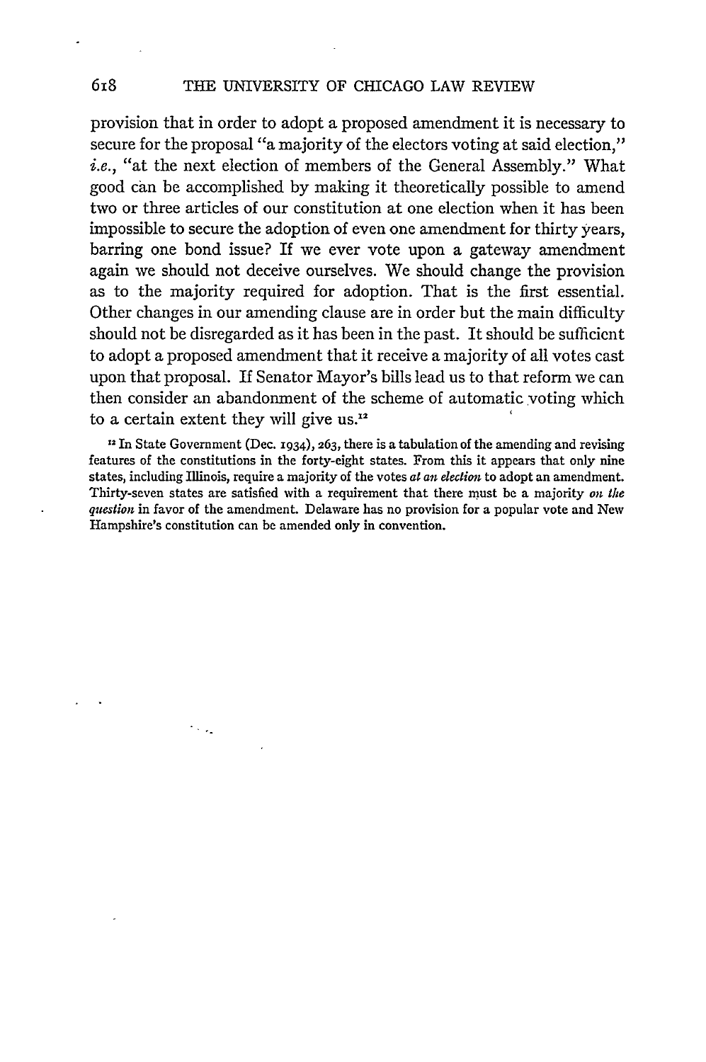provision that in order to adopt a proposed amendment it is necessary to secure for the proposal "a majority of the electors voting at said election," *i.e.*, "at the next election of members of the General Assembly." What good can be accomplished by making it theoretically possible to amend two or three articles of our constitution at one election when it has been impossible to secure the adoption of even one amendment for thirty years, barring one bond issue? If we ever vote upon a gateway amendment again we should not deceive ourselves. We should change the provision as to the majority required for adoption. That is the first essential. Other changes in our amending clause are in order but the main difficulty should not be disregarded as it has been in the past. It should be sufficient to adopt a proposed amendment that it receive a majority of all votes cast upon that proposal. If Senator Mayor's bills lead us to that reform we can then consider an abandonment of the scheme of automatic voting which to a certain extent they will give us.[12]

[12] In State Government (Dec. 1934), 263, there is a tabulation of the amending and revising features of the constitutions in the forty-eight states. From this it appears that only nine states, including Illinois, require a majority of the votes *at an election* to adopt an amendment. Thirty-seven states are satisfied with a requirement that there must be a majority *on the question* in favor of the amendment. Delaware has no provision for a popular vote and New Hampshire's constitution can be amended only in convention.